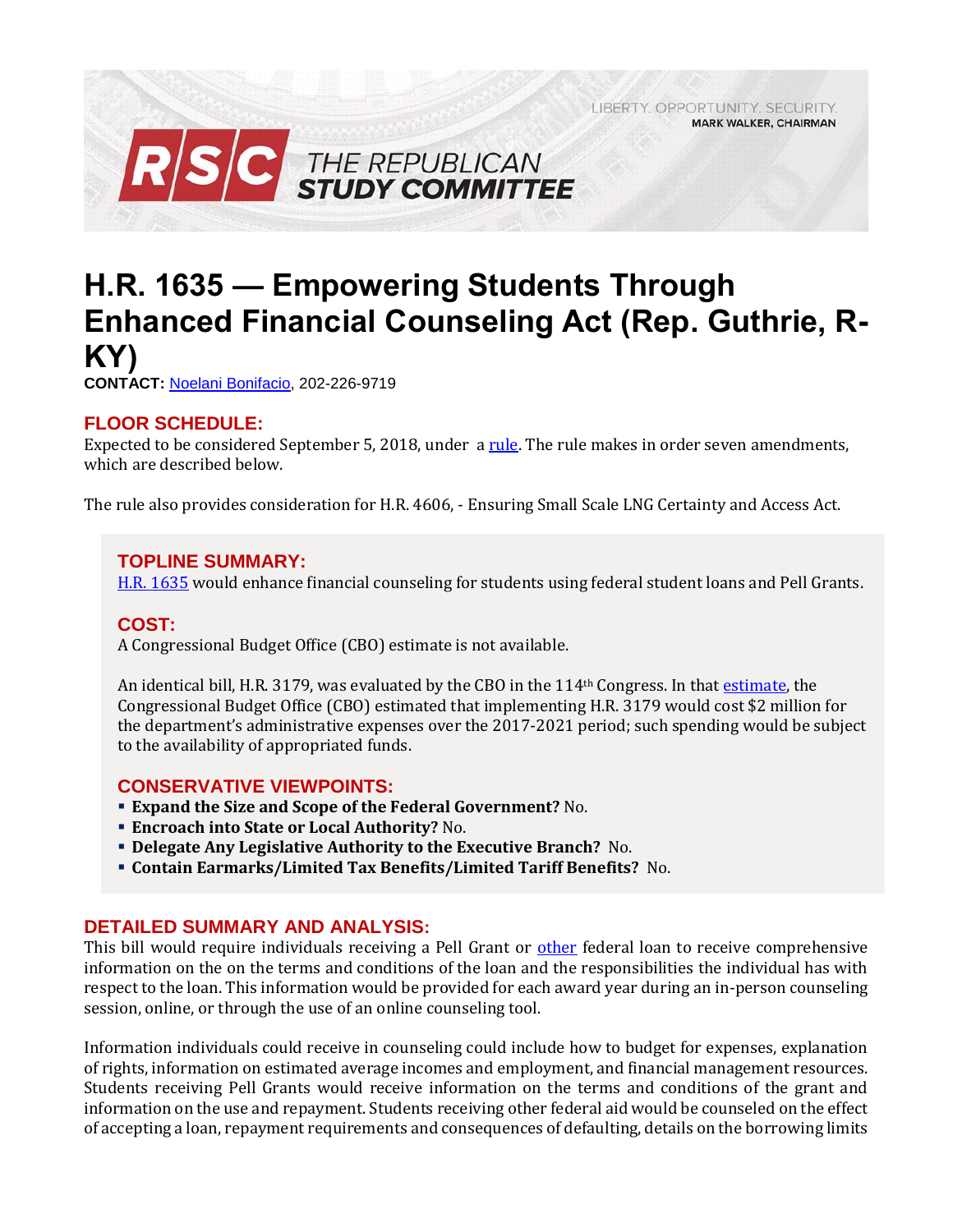LIBERTY. OPPORTUNITY. SECURITY.
MARK WALKER, CHAIRMAN

RSC THE REPUBLICAN STUDY COMMITTEE

# H.R. 1635 — Empowering Students Through Enhanced Financial Counseling Act (Rep. Guthrie, R-KY)

**CONTACT:** Noelani Bonifacio, 202-226-9719

## FLOOR SCHEDULE:

Expected to be considered September 5, 2018, under a rule. The rule makes in order seven amendments, which are described below.

The rule also provides consideration for H.R. 4606, - Ensuring Small Scale LNG Certainty and Access Act.

## TOPLINE SUMMARY:

H.R. 1635 would enhance financial counseling for students using federal student loans and Pell Grants.

## COST:

A Congressional Budget Office (CBO) estimate is not available.

An identical bill, H.R. 3179, was evaluated by the CBO in the 114th Congress. In that estimate, the Congressional Budget Office (CBO) estimated that implementing H.R. 3179 would cost $2 million for the department's administrative expenses over the 2017-2021 period; such spending would be subject to the availability of appropriated funds.

## CONSERVATIVE VIEWPOINTS:

- **Expand the Size and Scope of the Federal Government?** No.
- **Encroach into State or Local Authority?** No.
- **Delegate Any Legislative Authority to the Executive Branch?** No.
- **Contain Earmarks/Limited Tax Benefits/Limited Tariff Benefits?** No.

## DETAILED SUMMARY AND ANALYSIS:

This bill would require individuals receiving a Pell Grant or other federal loan to receive comprehensive information on the on the terms and conditions of the loan and the responsibilities the individual has with respect to the loan. This information would be provided for each award year during an in-person counseling session, online, or through the use of an online counseling tool.

Information individuals could receive in counseling could include how to budget for expenses, explanation of rights, information on estimated average incomes and employment, and financial management resources. Students receiving Pell Grants would receive information on the terms and conditions of the grant and information on the use and repayment. Students receiving other federal aid would be counseled on the effect of accepting a loan, repayment requirements and consequences of defaulting, details on the borrowing limits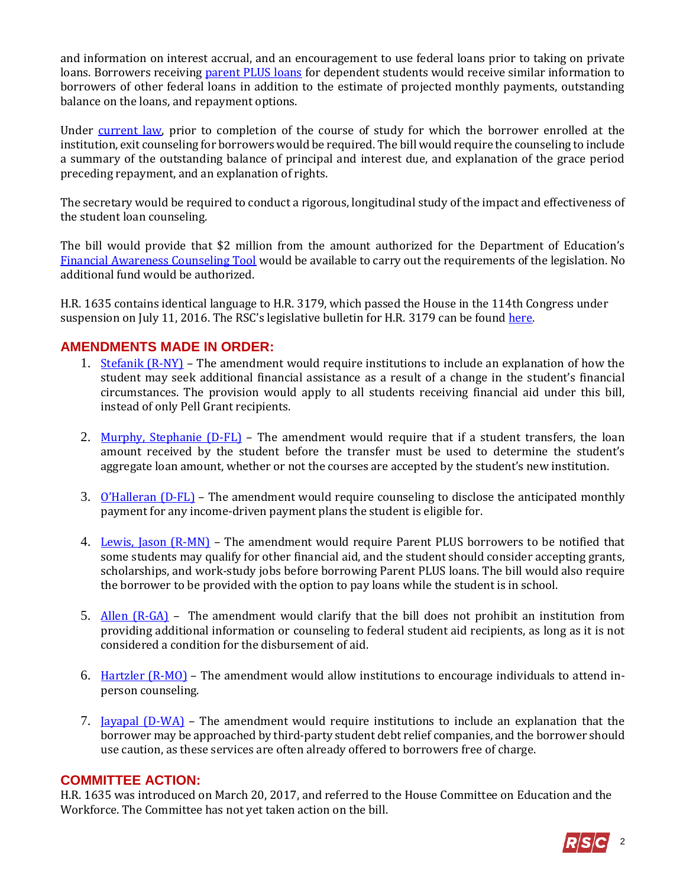and information on interest accrual, and an encouragement to use federal loans prior to taking on private loans. Borrowers receiving parent PLUS loans for dependent students would receive similar information to borrowers of other federal loans in addition to the estimate of projected monthly payments, outstanding balance on the loans, and repayment options.

Under current law, prior to completion of the course of study for which the borrower enrolled at the institution, exit counseling for borrowers would be required. The bill would require the counseling to include a summary of the outstanding balance of principal and interest due, and explanation of the grace period preceding repayment, and an explanation of rights.

The secretary would be required to conduct a rigorous, longitudinal study of the impact and effectiveness of the student loan counseling.

The bill would provide that $2 million from the amount authorized for the Department of Education's Financial Awareness Counseling Tool would be available to carry out the requirements of the legislation. No additional fund would be authorized.

H.R. 1635 contains identical language to H.R. 3179, which passed the House in the 114th Congress under suspension on July 11, 2016. The RSC's legislative bulletin for H.R. 3179 can be found here.

## AMENDMENTS MADE IN ORDER:

1. Stefanik (R-NY) – The amendment would require institutions to include an explanation of how the student may seek additional financial assistance as a result of a change in the student's financial circumstances. The provision would apply to all students receiving financial aid under this bill, instead of only Pell Grant recipients.

2. Murphy, Stephanie (D-FL) – The amendment would require that if a student transfers, the loan amount received by the student before the transfer must be used to determine the student's aggregate loan amount, whether or not the courses are accepted by the student's new institution.

3. O'Halleran (D-FL) – The amendment would require counseling to disclose the anticipated monthly payment for any income-driven payment plans the student is eligible for.

4. Lewis, Jason (R-MN) – The amendment would require Parent PLUS borrowers to be notified that some students may qualify for other financial aid, and the student should consider accepting grants, scholarships, and work-study jobs before borrowing Parent PLUS loans. The bill would also require the borrower to be provided with the option to pay loans while the student is in school.

5. Allen (R-GA) – The amendment would clarify that the bill does not prohibit an institution from providing additional information or counseling to federal student aid recipients, as long as it is not considered a condition for the disbursement of aid.

6. Hartzler (R-MO) – The amendment would allow institutions to encourage individuals to attend in-person counseling.

7. Jayapal (D-WA) – The amendment would require institutions to include an explanation that the borrower may be approached by third-party student debt relief companies, and the borrower should use caution, as these services are often already offered to borrowers free of charge.

## COMMITTEE ACTION:

H.R. 1635 was introduced on March 20, 2017, and referred to the House Committee on Education and the Workforce. The Committee has not yet taken action on the bill.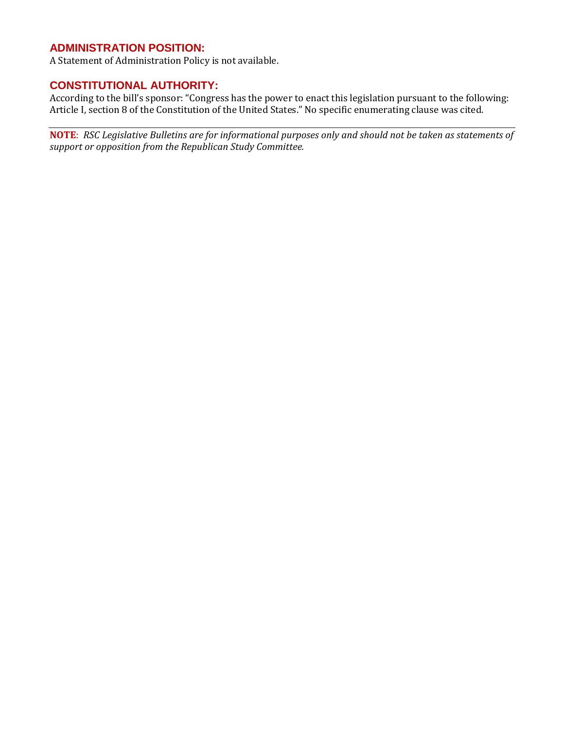## ADMINISTRATION POSITION:

A Statement of Administration Policy is not available.

## CONSTITUTIONAL AUTHORITY:

According to the bill's sponsor: "Congress has the power to enact this legislation pursuant to the following: Article I, section 8 of the Constitution of the United States." No specific enumerating clause was cited.

---

**NOTE**: *RSC Legislative Bulletins are for informational purposes only and should not be taken as statements of support or opposition from the Republican Study Committee.*